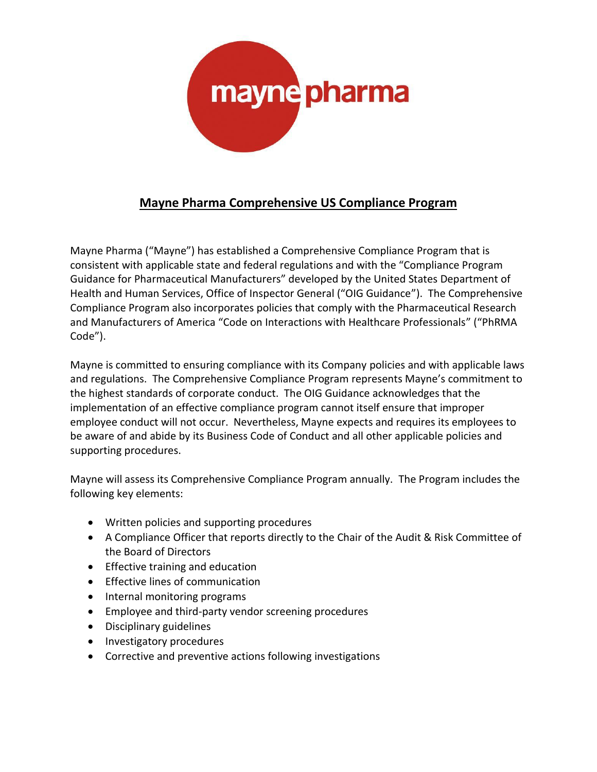mayne pharma

# Mayne Pharma Comprehensive US Compliance Program

Mayne Pharma ("Mayne") has established a Comprehensive Compliance Program that is consistent with applicable state and federal regulations and with the "Compliance Program Guidance for Pharmaceutical Manufacturers" developed by the United States Department of Health and Human Services, Office of Inspector General ("OIG Guidance"). The Comprehensive Compliance Program also incorporates policies that comply with the Pharmaceutical Research and Manufacturers of America "Code on Interactions with Healthcare Professionals" ("PhRMA Code").

Mayne is committed to ensuring compliance with its Company policies and with applicable laws and regulations. The Comprehensive Compliance Program represents Mayne's commitment to the highest standards of corporate conduct. The OIG Guidance acknowledges that the implementation of an effective compliance program cannot itself ensure that improper employee conduct will not occur. Nevertheless, Mayne expects and requires its employees to be aware of and abide by its Business Code of Conduct and all other applicable policies and supporting procedures.

Mayne will assess its Comprehensive Compliance Program annually. The Program includes the following key elements:

- Written policies and supporting procedures
- A Compliance Officer that reports directly to the Chair of the Audit & Risk Committee of the Board of Directors
- Effective training and education
- Effective lines of communication
- Internal monitoring programs
- Employee and third-party vendor screening procedures
- Disciplinary guidelines
- Investigatory procedures
- Corrective and preventive actions following investigations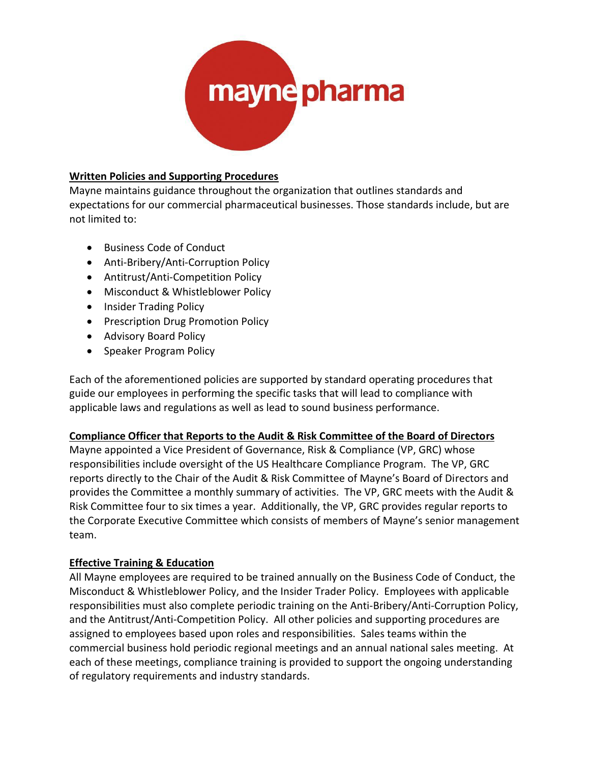### **Written Policies and Supporting Procedures**

Mayne maintains guidance throughout the organization that outlines standards and expectations for our commercial pharmaceutical businesses. Those standards include, but are not limited to:

- Business Code of Conduct
- Anti-Bribery/Anti-Corruption Policy
- Antitrust/Anti-Competition Policy
- Misconduct & Whistleblower Policy
- Insider Trading Policy
- Prescription Drug Promotion Policy
- Advisory Board Policy
- Speaker Program Policy

Each of the aforementioned policies are supported by standard operating procedures that guide our employees in performing the specific tasks that will lead to compliance with applicable laws and regulations as well as lead to sound business performance.

### **Compliance Officer that Reports to the Audit & Risk Committee of the Board of Directors**

Mayne appointed a Vice President of Governance, Risk & Compliance (VP, GRC) whose responsibilities include oversight of the US Healthcare Compliance Program. The VP, GRC reports directly to the Chair of the Audit & Risk Committee of Mayne's Board of Directors and provides the Committee a monthly summary of activities. The VP, GRC meets with the Audit & Risk Committee four to six times a year. Additionally, the VP, GRC provides regular reports to the Corporate Executive Committee which consists of members of Mayne's senior management team.

### **Effective Training & Education**

All Mayne employees are required to be trained annually on the Business Code of Conduct, the Misconduct & Whistleblower Policy, and the Insider Trader Policy. Employees with applicable responsibilities must also complete periodic training on the Anti-Bribery/Anti-Corruption Policy, and the Antitrust/Anti-Competition Policy. All other policies and supporting procedures are assigned to employees based upon roles and responsibilities. Sales teams within the commercial business hold periodic regional meetings and an annual national sales meeting. At each of these meetings, compliance training is provided to support the ongoing understanding of regulatory requirements and industry standards.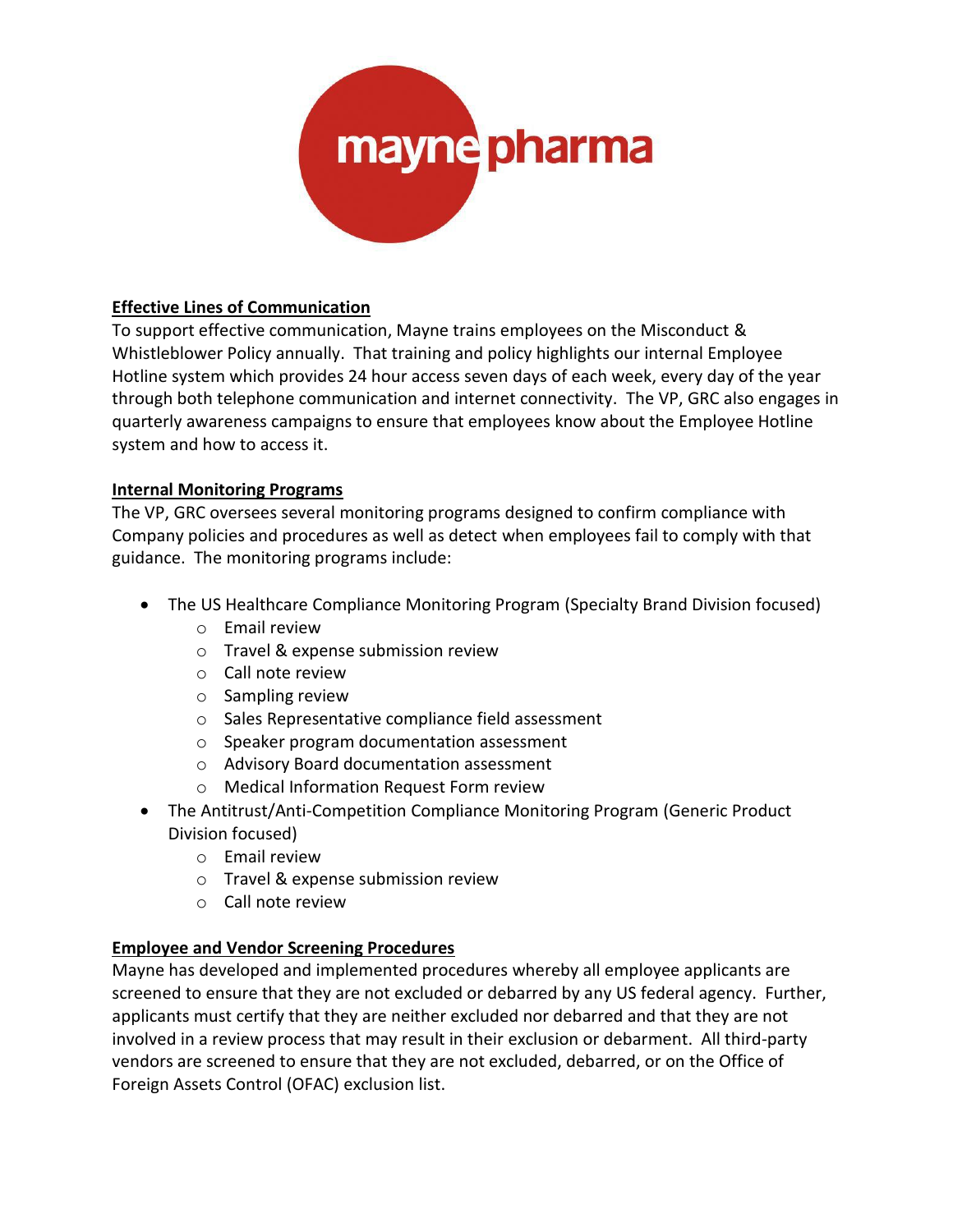**Effective Lines of Communication**

To support effective communication, Mayne trains employees on the Misconduct & Whistleblower Policy annually. That training and policy highlights our internal Employee Hotline system which provides 24 hour access seven days of each week, every day of the year through both telephone communication and internet connectivity. The VP, GRC also engages in quarterly awareness campaigns to ensure that employees know about the Employee Hotline system and how to access it.

**Internal Monitoring Programs**

The VP, GRC oversees several monitoring programs designed to confirm compliance with Company policies and procedures as well as detect when employees fail to comply with that guidance. The monitoring programs include:

- The US Healthcare Compliance Monitoring Program (Specialty Brand Division focused)
  - Email review
  - Travel & expense submission review
  - Call note review
  - Sampling review
  - Sales Representative compliance field assessment
  - Speaker program documentation assessment
  - Advisory Board documentation assessment
  - Medical Information Request Form review
- The Antitrust/Anti-Competition Compliance Monitoring Program (Generic Product Division focused)
  - Email review
  - Travel & expense submission review
  - Call note review

**Employee and Vendor Screening Procedures**

Mayne has developed and implemented procedures whereby all employee applicants are screened to ensure that they are not excluded or debarred by any US federal agency. Further, applicants must certify that they are neither excluded nor debarred and that they are not involved in a review process that may result in their exclusion or debarment. All third-party vendors are screened to ensure that they are not excluded, debarred, or on the Office of Foreign Assets Control (OFAC) exclusion list.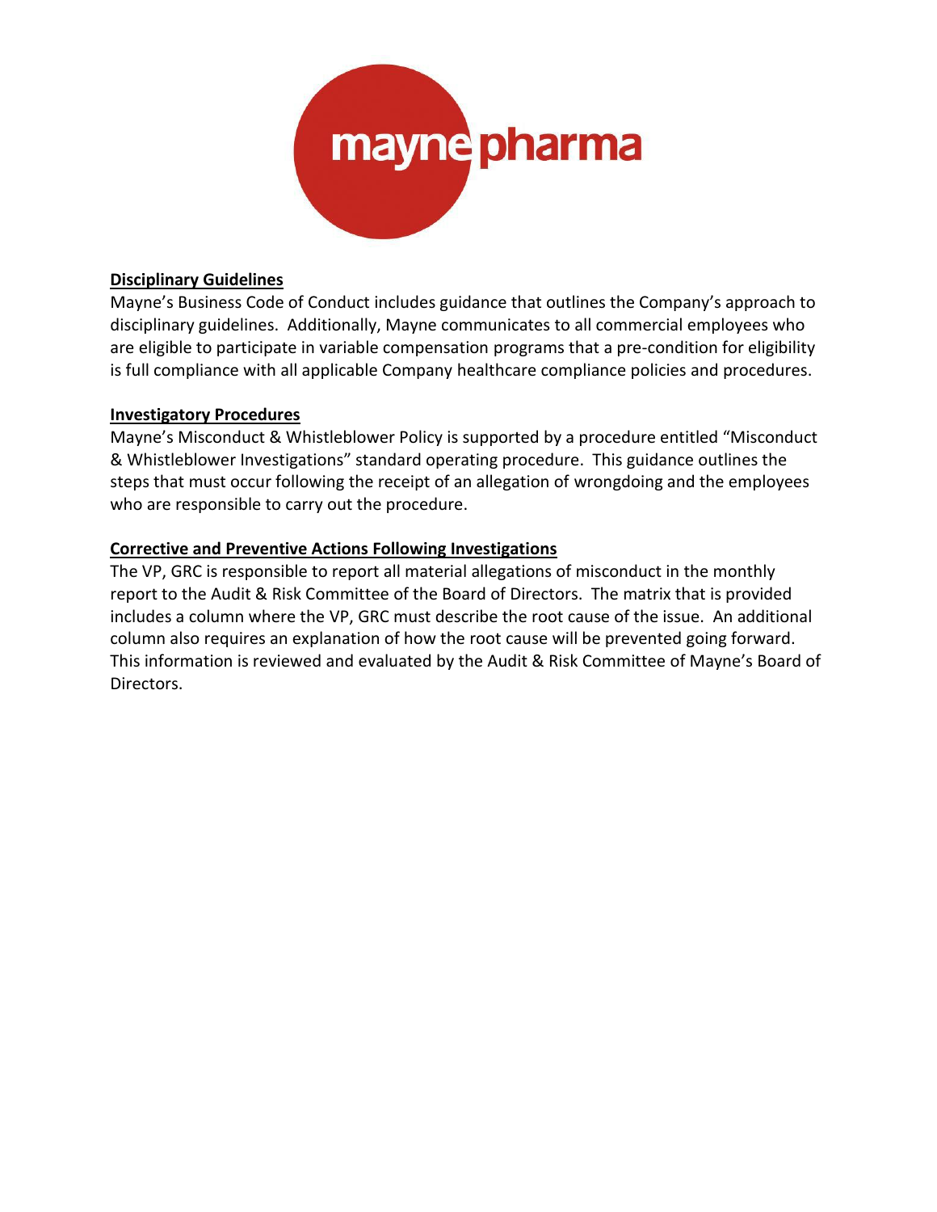mayne pharma

**Disciplinary Guidelines**

Mayne's Business Code of Conduct includes guidance that outlines the Company's approach to disciplinary guidelines. Additionally, Mayne communicates to all commercial employees who are eligible to participate in variable compensation programs that a pre-condition for eligibility is full compliance with all applicable Company healthcare compliance policies and procedures.

**Investigatory Procedures**

Mayne's Misconduct & Whistleblower Policy is supported by a procedure entitled "Misconduct & Whistleblower Investigations" standard operating procedure. This guidance outlines the steps that must occur following the receipt of an allegation of wrongdoing and the employees who are responsible to carry out the procedure.

**Corrective and Preventive Actions Following Investigations**

The VP, GRC is responsible to report all material allegations of misconduct in the monthly report to the Audit & Risk Committee of the Board of Directors. The matrix that is provided includes a column where the VP, GRC must describe the root cause of the issue. An additional column also requires an explanation of how the root cause will be prevented going forward. This information is reviewed and evaluated by the Audit & Risk Committee of Mayne's Board of Directors.